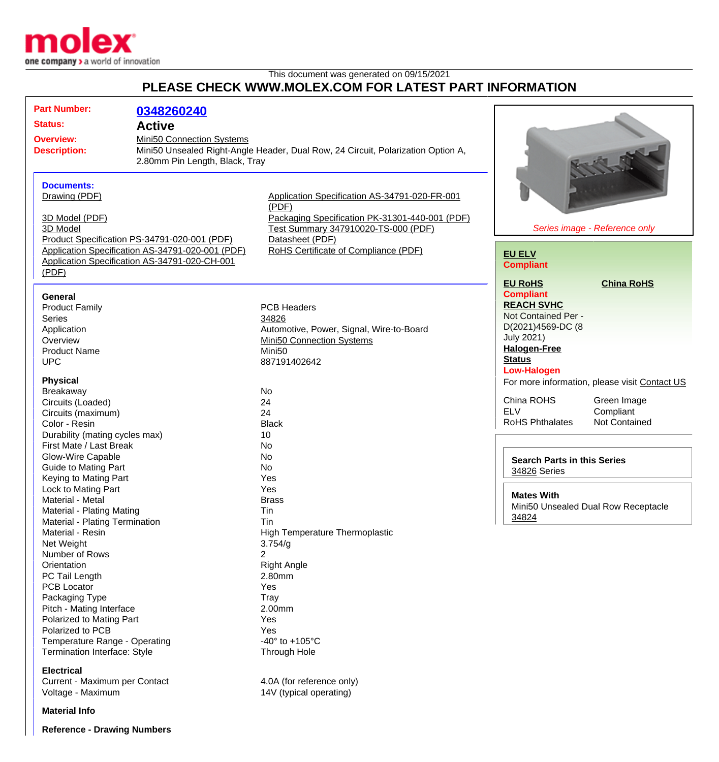This document was generated on 09/15/2021

## PLEASE CHECK WWW.MOLEX.COM FOR LATEST PART INFORMATION

**Part Number:** 0348260240

**Status:** Active

**Overview:** Mini50 Connection Systems

**Description:** Mini50 Unsealed Right-Angle Header, Dual Row, 24 Circuit, Polarization Option A, 2.80mm Pin Length, Black, Tray

### Documents:

- Drawing (PDF)
- 3D Model (PDF)
- 3D Model
- Product Specification PS-34791-020-001 (PDF)
- Application Specification AS-34791-020-001 (PDF)
- Application Specification AS-34791-020-CH-001 (PDF)
- Application Specification AS-34791-020-FR-001 (PDF)
- Packaging Specification PK-31301-440-001 (PDF)
- Test Summary 347910020-TS-000 (PDF)
- Datasheet (PDF)
- RoHS Certificate of Compliance (PDF)

*Series image - Reference only*

**EU ELV**
**Compliant**

**EU RoHS** **China RoHS**
**Compliant**

**REACH SVHC**
Not Contained Per - D(2021)4569-DC (8 July 2021)

**Halogen-Free Status**
**Low-Halogen**

For more information, please visit Contact US

| | |
|---|---|
| China ROHS | Green Image |
| ELV | Compliant |
| RoHS Phthalates | Not Contained |

**Search Parts in this Series**
34826 Series

**Mates With**
Mini50 Unsealed Dual Row Receptacle 34824

### General

| | |
|---|---|
| Product Family | PCB Headers |
| Series | 34826 |
| Application | Automotive, Power, Signal, Wire-to-Board |
| Overview | Mini50 Connection Systems |
| Product Name | Mini50 |
| UPC | 887191402642 |

### Physical

| | |
|---|---|
| Breakaway | No |
| Circuits (Loaded) | 24 |
| Circuits (maximum) | 24 |
| Color - Resin | Black |
| Durability (mating cycles max) | 10 |
| First Mate / Last Break | No |
| Glow-Wire Capable | No |
| Guide to Mating Part | No |
| Keying to Mating Part | Yes |
| Lock to Mating Part | Yes |
| Material - Metal | Brass |
| Material - Plating Mating | Tin |
| Material - Plating Termination | Tin |
| Material - Resin | High Temperature Thermoplastic |
| Net Weight | 3.754/g |
| Number of Rows | 2 |
| Orientation | Right Angle |
| PC Tail Length | 2.80mm |
| PCB Locator | Yes |
| Packaging Type | Tray |
| Pitch - Mating Interface | 2.00mm |
| Polarized to Mating Part | Yes |
| Polarized to PCB | Yes |
| Temperature Range - Operating | -40° to +105°C |
| Termination Interface: Style | Through Hole |

### Electrical

| | |
|---|---|
| Current - Maximum per Contact | 4.0A (for reference only) |
| Voltage - Maximum | 14V (typical operating) |

### Material Info

### Reference - Drawing Numbers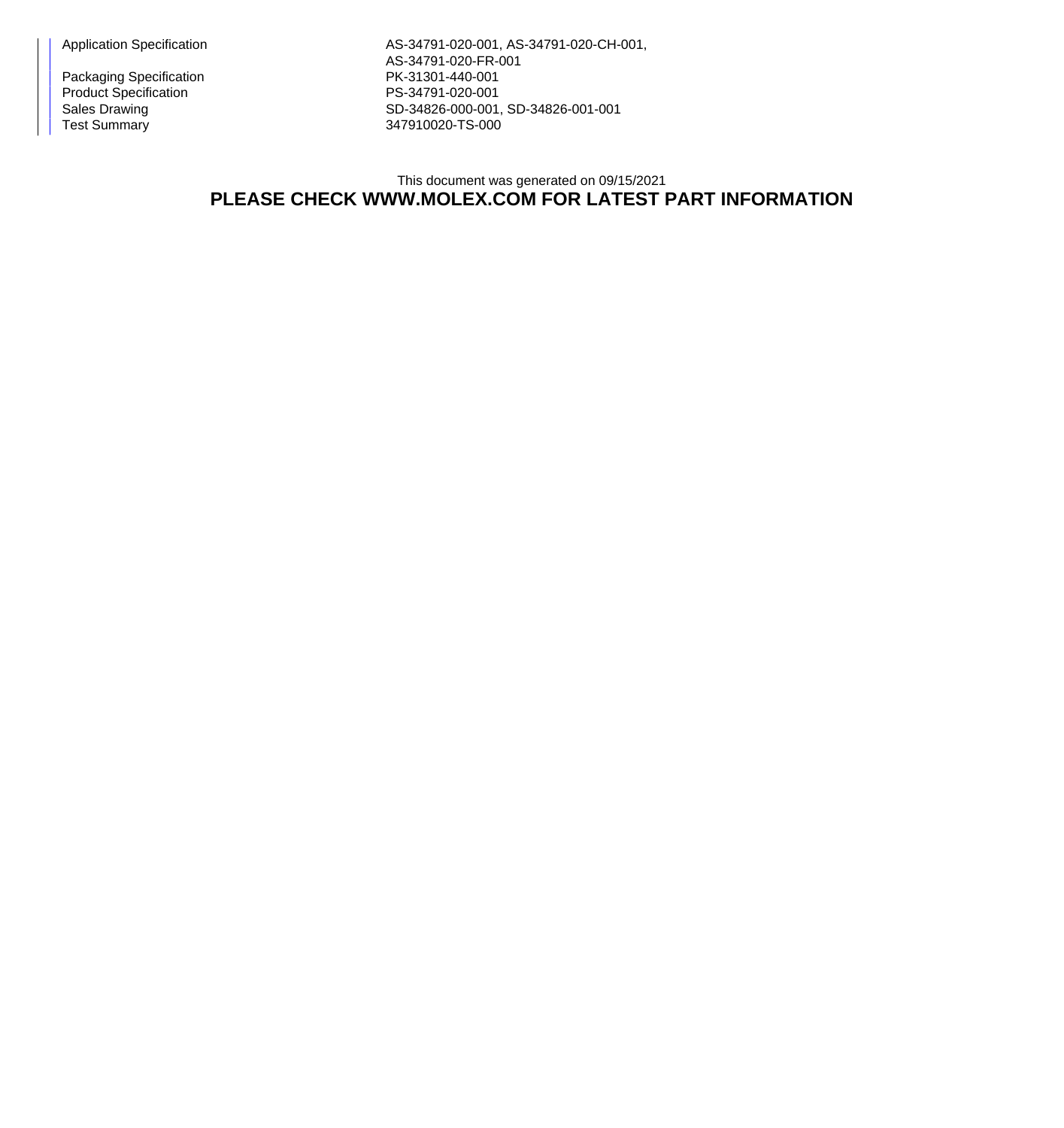| | |
|---|---|
| Application Specification | AS-34791-020-001, AS-34791-020-CH-001, AS-34791-020-FR-001 |
| Packaging Specification | PK-31301-440-001 |
| Product Specification | PS-34791-020-001 |
| Sales Drawing | SD-34826-000-001, SD-34826-001-001 |
| Test Summary | 347910020-TS-000 |

This document was generated on 09/15/2021

**PLEASE CHECK WWW.MOLEX.COM FOR LATEST PART INFORMATION**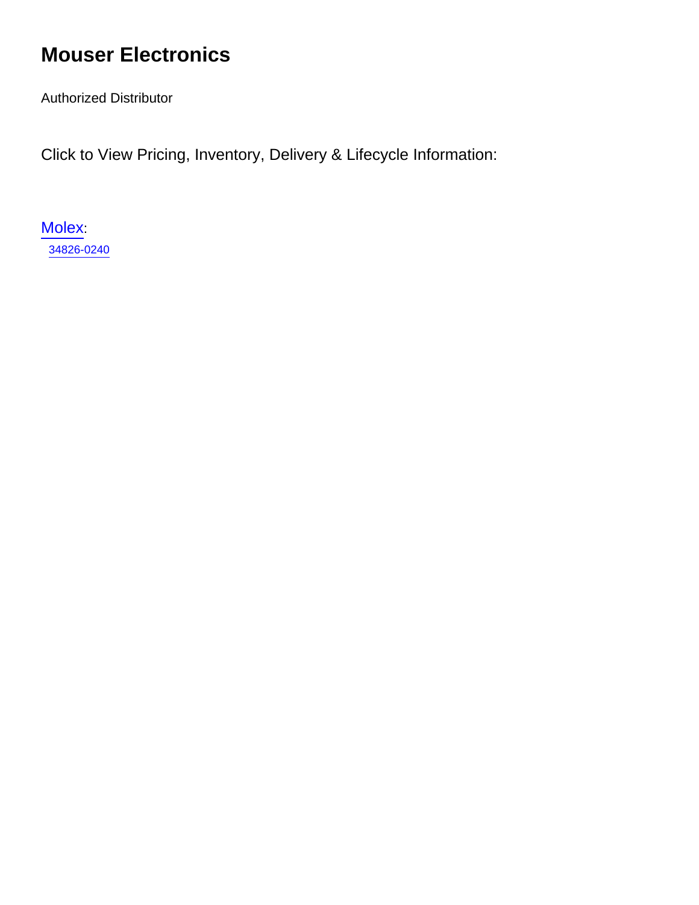# Mouser Electronics

Authorized Distributor

Click to View Pricing, Inventory, Delivery & Lifecycle Information:

Molex:

34826-0240